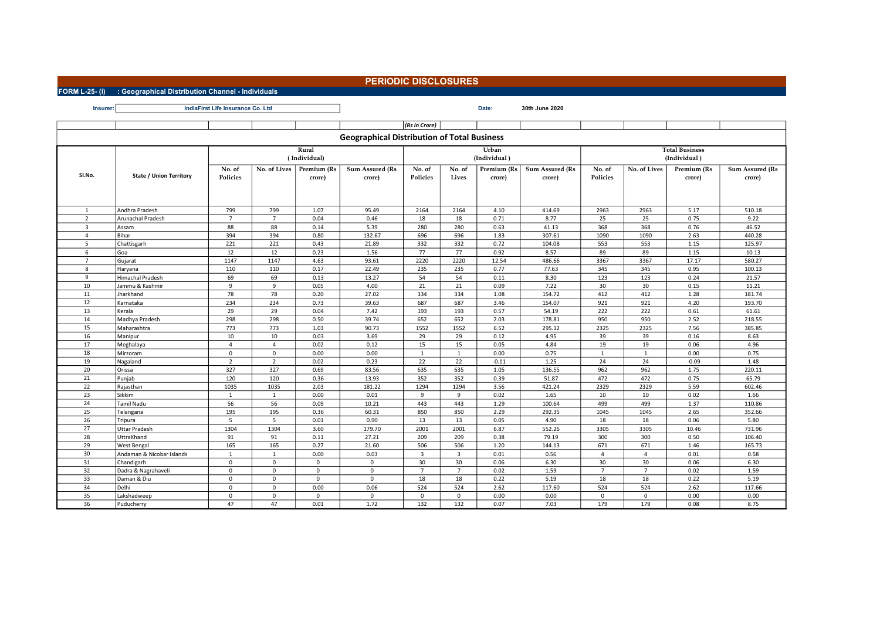# PERIODIC DISCLOSURES

**FORM L-25- (i) : Geographical Distribution Channel - Individuals**

**Insurer:** IndiaFirst Life Insurance Co. Ltd

**Date:** 30th June 2020

(Rs in Crore)

## Geographical Distribution of Total Business

| Sl.No. | State / Union Territory | Rural (Individual) | | | | Urban (Individual) | | | | Total Business (Individual) | | | |
|---|---|---|---|---|---|---|---|---|---|---|---|---|---|
| | | No. of Policies | No. of Lives | Premium (Rs crore) | Sum Assured (Rs crore) | No. of Policies | No. of Lives | Premium (Rs crore) | Sum Assured (Rs crore) | No. of Policies | No. of Lives | Premium (Rs crore) | Sum Assured (Rs crore) |
| 1 | Andhra Pradesh | 799 | 799 | 1.07 | 95.49 | 2164 | 2164 | 4.10 | 414.69 | 2963 | 2963 | 5.17 | 510.18 |
| 2 | Arunachal Pradesh | 7 | 7 | 0.04 | 0.46 | 18 | 18 | 0.71 | 8.77 | 25 | 25 | 0.75 | 9.22 |
| 3 | Assam | 88 | 88 | 0.14 | 5.39 | 280 | 280 | 0.63 | 41.13 | 368 | 368 | 0.76 | 46.52 |
| 4 | Bihar | 394 | 394 | 0.80 | 132.67 | 696 | 696 | 1.83 | 307.61 | 1090 | 1090 | 2.63 | 440.28 |
| 5 | Chattisgarh | 221 | 221 | 0.43 | 21.89 | 332 | 332 | 0.72 | 104.08 | 553 | 553 | 1.15 | 125.97 |
| 6 | Goa | 12 | 12 | 0.23 | 1.56 | 77 | 77 | 0.92 | 8.57 | 89 | 89 | 1.15 | 10.13 |
| 7 | Gujarat | 1147 | 1147 | 4.63 | 93.61 | 2220 | 2220 | 12.54 | 486.66 | 3367 | 3367 | 17.17 | 580.27 |
| 8 | Haryana | 110 | 110 | 0.17 | 22.49 | 235 | 235 | 0.77 | 77.63 | 345 | 345 | 0.95 | 100.13 |
| 9 | Himachal Pradesh | 69 | 69 | 0.13 | 13.27 | 54 | 54 | 0.11 | 8.30 | 123 | 123 | 0.24 | 21.57 |
| 10 | Jammu & Kashmir | 9 | 9 | 0.05 | 4.00 | 21 | 21 | 0.09 | 7.22 | 30 | 30 | 0.15 | 11.21 |
| 11 | Jharkhand | 78 | 78 | 0.20 | 27.02 | 334 | 334 | 1.08 | 154.72 | 412 | 412 | 1.28 | 181.74 |
| 12 | Karnataka | 234 | 234 | 0.73 | 39.63 | 687 | 687 | 3.46 | 154.07 | 921 | 921 | 4.20 | 193.70 |
| 13 | Kerala | 29 | 29 | 0.04 | 7.42 | 193 | 193 | 0.57 | 54.19 | 222 | 222 | 0.61 | 61.61 |
| 14 | Madhya Pradesh | 298 | 298 | 0.50 | 39.74 | 652 | 652 | 2.03 | 178.81 | 950 | 950 | 2.52 | 218.55 |
| 15 | Maharashtra | 773 | 773 | 1.03 | 90.73 | 1552 | 1552 | 6.52 | 295.12 | 2325 | 2325 | 7.56 | 385.85 |
| 16 | Manipur | 10 | 10 | 0.03 | 3.69 | 29 | 29 | 0.12 | 4.95 | 39 | 39 | 0.16 | 8.63 |
| 17 | Meghalaya | 4 | 4 | 0.02 | 0.12 | 15 | 15 | 0.05 | 4.84 | 19 | 19 | 0.06 | 4.96 |
| 18 | Mirzoram | 0 | 0 | 0.00 | 0.00 | 1 | 1 | 0.00 | 0.75 | 1 | 1 | 0.00 | 0.75 |
| 19 | Nagaland | 2 | 2 | 0.02 | 0.23 | 22 | 22 | -0.11 | 1.25 | 24 | 24 | -0.09 | 1.48 |
| 20 | Orissa | 327 | 327 | 0.69 | 83.56 | 635 | 635 | 1.05 | 136.55 | 962 | 962 | 1.75 | 220.11 |
| 21 | Punjab | 120 | 120 | 0.36 | 13.93 | 352 | 352 | 0.39 | 51.87 | 472 | 472 | 0.75 | 65.79 |
| 22 | Rajasthan | 1035 | 1035 | 2.03 | 181.22 | 1294 | 1294 | 3.56 | 421.24 | 2329 | 2329 | 5.59 | 602.46 |
| 23 | Sikkim | 1 | 1 | 0.00 | 0.01 | 9 | 9 | 0.02 | 1.65 | 10 | 10 | 0.02 | 1.66 |
| 24 | Tamil Nadu | 56 | 56 | 0.09 | 10.21 | 443 | 443 | 1.29 | 100.64 | 499 | 499 | 1.37 | 110.86 |
| 25 | Telangana | 195 | 195 | 0.36 | 60.31 | 850 | 850 | 2.29 | 292.35 | 1045 | 1045 | 2.65 | 352.66 |
| 26 | Tripura | 5 | 5 | 0.01 | 0.90 | 13 | 13 | 0.05 | 4.90 | 18 | 18 | 0.06 | 5.80 |
| 27 | Uttar Pradesh | 1304 | 1304 | 3.60 | 179.70 | 2001 | 2001 | 6.87 | 552.26 | 3305 | 3305 | 10.46 | 731.96 |
| 28 | UttraKhand | 91 | 91 | 0.11 | 27.21 | 209 | 209 | 0.38 | 79.19 | 300 | 300 | 0.50 | 106.40 |
| 29 | West Bengal | 165 | 165 | 0.27 | 21.60 | 506 | 506 | 1.20 | 144.13 | 671 | 671 | 1.46 | 165.73 |
| 30 | Andaman & Nicobar Islands | 1 | 1 | 0.00 | 0.03 | 3 | 3 | 0.01 | 0.56 | 4 | 4 | 0.01 | 0.58 |
| 31 | Chandigarh | 0 | 0 | 0 | 0 | 30 | 30 | 0.06 | 6.30 | 30 | 30 | 0.06 | 6.30 |
| 32 | Dadra & Nagrahaveli | 0 | 0 | 0 | 0 | 7 | 7 | 0.02 | 1.59 | 7 | 7 | 0.02 | 1.59 |
| 33 | Daman & Diu | 0 | 0 | 0 | 0 | 18 | 18 | 0.22 | 5.19 | 18 | 18 | 0.22 | 5.19 |
| 34 | Delhi | 0 | 0 | 0.00 | 0.06 | 524 | 524 | 2.62 | 117.60 | 524 | 524 | 2.62 | 117.66 |
| 35 | Lakshadweep | 0 | 0 | 0 | 0 | 0 | 0 | 0.00 | 0.00 | 0 | 0 | 0.00 | 0.00 |
| 36 | Puducherry | 47 | 47 | 0.01 | 1.72 | 132 | 132 | 0.07 | 7.03 | 179 | 179 | 0.08 | 8.75 |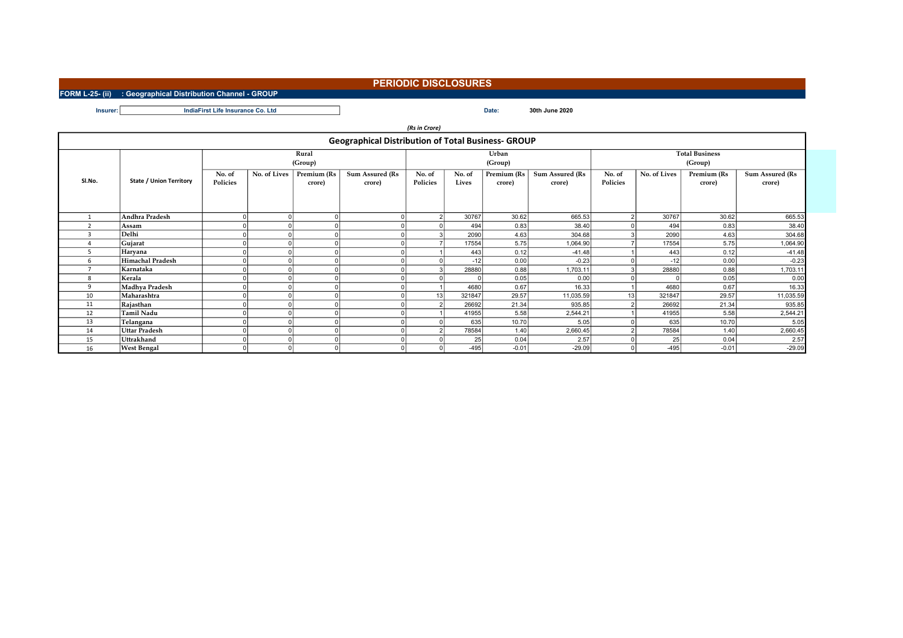# PERIODIC DISCLOSURES

**FORM L-25- (ii) : Geographical Distribution Channel - GROUP**

**Insurer:** IndiaFirst Life Insurance Co. Ltd

**Date:** 30th June 2020

*(Rs in Crore)*

## Geographical Distribution of Total Business- GROUP

| Sl.No. | State / Union Territory | Rural (Group) | | | | Urban (Group) | | | | Total Business (Group) | | | |
|---|---|---|---|---|---|---|---|---|---|---|---|---|---|
| | | No. of Policies | No. of Lives | Premium (Rs crore) | Sum Assured (Rs crore) | No. of Policies | No. of Lives | Premium (Rs crore) | Sum Assured (Rs crore) | No. of Policies | No. of Lives | Premium (Rs crore) | Sum Assured (Rs crore) |
| 1 | Andhra Pradesh | 0 | 0 | 0 | 0 | 2 | 30767 | 30.62 | 665.53 | 2 | 30767 | 30.62 | 665.53 |
| 2 | Assam | 0 | 0 | 0 | 0 | 0 | 494 | 0.83 | 38.40 | 0 | 494 | 0.83 | 38.40 |
| 3 | Delhi | 0 | 0 | 0 | 0 | 3 | 2090 | 4.63 | 304.68 | 3 | 2090 | 4.63 | 304.68 |
| 4 | Gujarat | 0 | 0 | 0 | 0 | 7 | 17554 | 5.75 | 1,064.90 | 7 | 17554 | 5.75 | 1,064.90 |
| 5 | Haryana | 0 | 0 | 0 | 0 | 1 | 443 | 0.12 | -41.48 | 1 | 443 | 0.12 | -41.48 |
| 6 | Himachal Pradesh | 0 | 0 | 0 | 0 | 0 | -12 | 0.00 | -0.23 | 0 | -12 | 0.00 | -0.23 |
| 7 | Karnataka | 0 | 0 | 0 | 0 | 3 | 28880 | 0.88 | 1,703.11 | 3 | 28880 | 0.88 | 1,703.11 |
| 8 | Kerala | 0 | 0 | 0 | 0 | 0 | 0 | 0.05 | 0.00 | 0 | 0 | 0.05 | 0.00 |
| 9 | Madhya Pradesh | 0 | 0 | 0 | 0 | 1 | 4680 | 0.67 | 16.33 | 1 | 4680 | 0.67 | 16.33 |
| 10 | Maharashtra | 0 | 0 | 0 | 0 | 13 | 321847 | 29.57 | 11,035.59 | 13 | 321847 | 29.57 | 11,035.59 |
| 11 | Rajasthan | 0 | 0 | 0 | 0 | 2 | 26692 | 21.34 | 935.85 | 2 | 26692 | 21.34 | 935.85 |
| 12 | Tamil Nadu | 0 | 0 | 0 | 0 | 1 | 41955 | 5.58 | 2,544.21 | 1 | 41955 | 5.58 | 2,544.21 |
| 13 | Telangana | 0 | 0 | 0 | 0 | 0 | 635 | 10.70 | 5.05 | 0 | 635 | 10.70 | 5.05 |
| 14 | Uttar Pradesh | 0 | 0 | 0 | 0 | 2 | 78584 | 1.40 | 2,660.45 | 2 | 78584 | 1.40 | 2,660.45 |
| 15 | Uttrakhand | 0 | 0 | 0 | 0 | 0 | 25 | 0.04 | 2.57 | 0 | 25 | 0.04 | 2.57 |
| 16 | West Bengal | 0 | 0 | 0 | 0 | 0 | -495 | -0.01 | -29.09 | 0 | -495 | -0.01 | -29.09 |